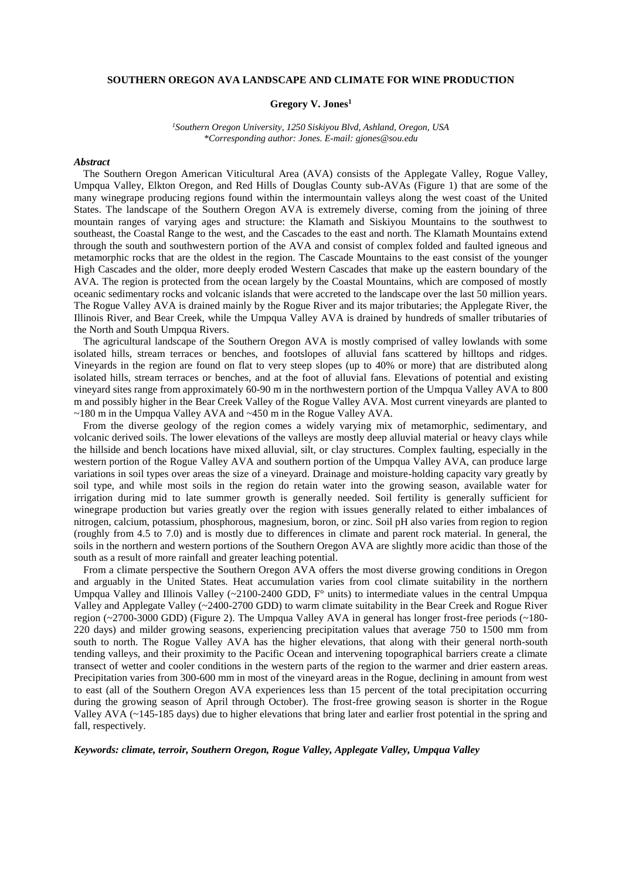# SOUTHERN OREGON AVA LANDSCAPE AND CLIMATE FOR WINE PRODUCTION

**Gregory V. Jones[1]**

*[1]Southern Oregon University, 1250 Siskiyou Blvd, Ashland, Oregon, USA*
*\*Corresponding author: Jones. E-mail: gjones@sou.edu*

### *Abstract*

The Southern Oregon American Viticultural Area (AVA) consists of the Applegate Valley, Rogue Valley, Umpqua Valley, Elkton Oregon, and Red Hills of Douglas County sub-AVAs (Figure 1) that are some of the many winegrape producing regions found within the intermountain valleys along the west coast of the United States. The landscape of the Southern Oregon AVA is extremely diverse, coming from the joining of three mountain ranges of varying ages and structure: the Klamath and Siskiyou Mountains to the southwest to southeast, the Coastal Range to the west, and the Cascades to the east and north. The Klamath Mountains extend through the south and southwestern portion of the AVA and consist of complex folded and faulted igneous and metamorphic rocks that are the oldest in the region. The Cascade Mountains to the east consist of the younger High Cascades and the older, more deeply eroded Western Cascades that make up the eastern boundary of the AVA. The region is protected from the ocean largely by the Coastal Mountains, which are composed of mostly oceanic sedimentary rocks and volcanic islands that were accreted to the landscape over the last 50 million years. The Rogue Valley AVA is drained mainly by the Rogue River and its major tributaries; the Applegate River, the Illinois River, and Bear Creek, while the Umpqua Valley AVA is drained by hundreds of smaller tributaries of the North and South Umpqua Rivers.

The agricultural landscape of the Southern Oregon AVA is mostly comprised of valley lowlands with some isolated hills, stream terraces or benches, and footslopes of alluvial fans scattered by hilltops and ridges. Vineyards in the region are found on flat to very steep slopes (up to 40% or more) that are distributed along isolated hills, stream terraces or benches, and at the foot of alluvial fans. Elevations of potential and existing vineyard sites range from approximately 60-90 m in the northwestern portion of the Umpqua Valley AVA to 800 m and possibly higher in the Bear Creek Valley of the Rogue Valley AVA. Most current vineyards are planted to ~180 m in the Umpqua Valley AVA and ~450 m in the Rogue Valley AVA.

From the diverse geology of the region comes a widely varying mix of metamorphic, sedimentary, and volcanic derived soils. The lower elevations of the valleys are mostly deep alluvial material or heavy clays while the hillside and bench locations have mixed alluvial, silt, or clay structures. Complex faulting, especially in the western portion of the Rogue Valley AVA and southern portion of the Umpqua Valley AVA, can produce large variations in soil types over areas the size of a vineyard. Drainage and moisture-holding capacity vary greatly by soil type, and while most soils in the region do retain water into the growing season, available water for irrigation during mid to late summer growth is generally needed. Soil fertility is generally sufficient for winegrape production but varies greatly over the region with issues generally related to either imbalances of nitrogen, calcium, potassium, phosphorous, magnesium, boron, or zinc. Soil pH also varies from region to region (roughly from 4.5 to 7.0) and is mostly due to differences in climate and parent rock material. In general, the soils in the northern and western portions of the Southern Oregon AVA are slightly more acidic than those of the south as a result of more rainfall and greater leaching potential.

From a climate perspective the Southern Oregon AVA offers the most diverse growing conditions in Oregon and arguably in the United States. Heat accumulation varies from cool climate suitability in the northern Umpqua Valley and Illinois Valley (~2100-2400 GDD, F° units) to intermediate values in the central Umpqua Valley and Applegate Valley (~2400-2700 GDD) to warm climate suitability in the Bear Creek and Rogue River region (~2700-3000 GDD) (Figure 2). The Umpqua Valley AVA in general has longer frost-free periods (~180-220 days) and milder growing seasons, experiencing precipitation values that average 750 to 1500 mm from south to north. The Rogue Valley AVA has the higher elevations, that along with their general north-south tending valleys, and their proximity to the Pacific Ocean and intervening topographical barriers create a climate transect of wetter and cooler conditions in the western parts of the region to the warmer and drier eastern areas. Precipitation varies from 300-600 mm in most of the vineyard areas in the Rogue, declining in amount from west to east (all of the Southern Oregon AVA experiences less than 15 percent of the total precipitation occurring during the growing season of April through October). The frost-free growing season is shorter in the Rogue Valley AVA (~145-185 days) due to higher elevations that bring later and earlier frost potential in the spring and fall, respectively.

***Keywords: climate, terroir, Southern Oregon, Rogue Valley, Applegate Valley, Umpqua Valley***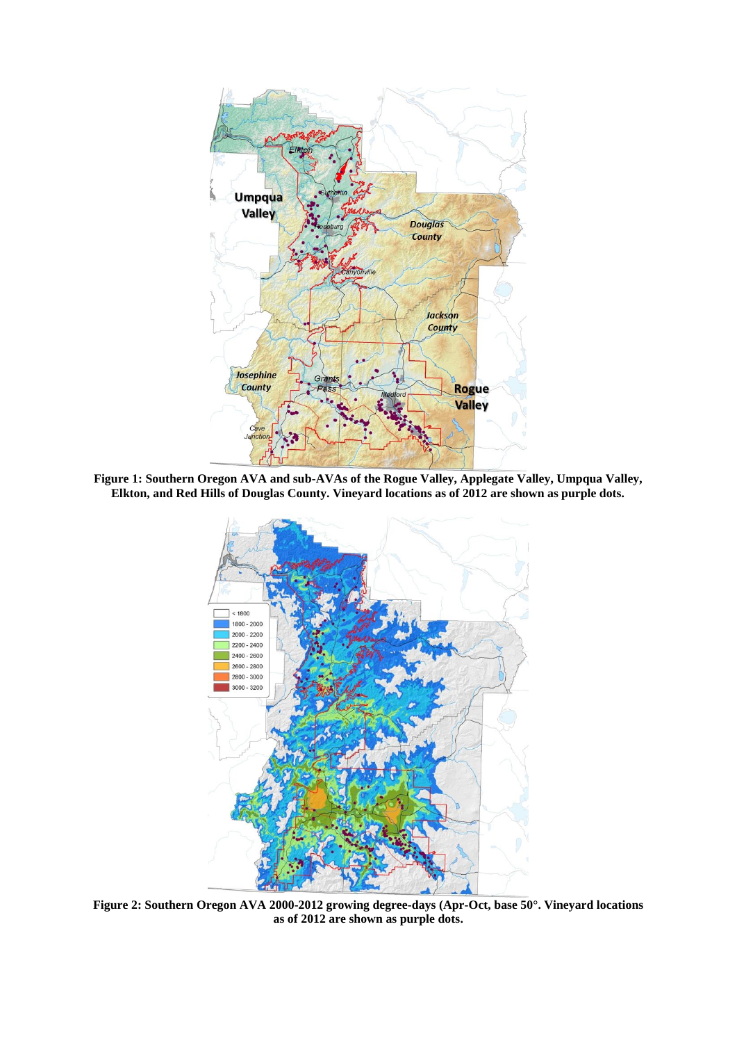Umpqua Valley

Douglas County

Jackson County

Josephine County

Rogue Valley

Elkton

Sutherlin

Roseburg

Canyonville

Grants Pass

Medford

Cave Junction

**Figure 1: Southern Oregon AVA and sub-AVAs of the Rogue Valley, Applegate Valley, Umpqua Valley, Elkton, and Red Hills of Douglas County. Vineyard locations as of 2012 are shown as purple dots.**

< 1800

1800 - 2000

2000 - 2200

2200 - 2400

2400 - 2600

2600 - 2800

2800 - 3000

3000 - 3200

**Figure 2: Southern Oregon AVA 2000-2012 growing degree-days (Apr-Oct, base 50°. Vineyard locations as of 2012 are shown as purple dots.**